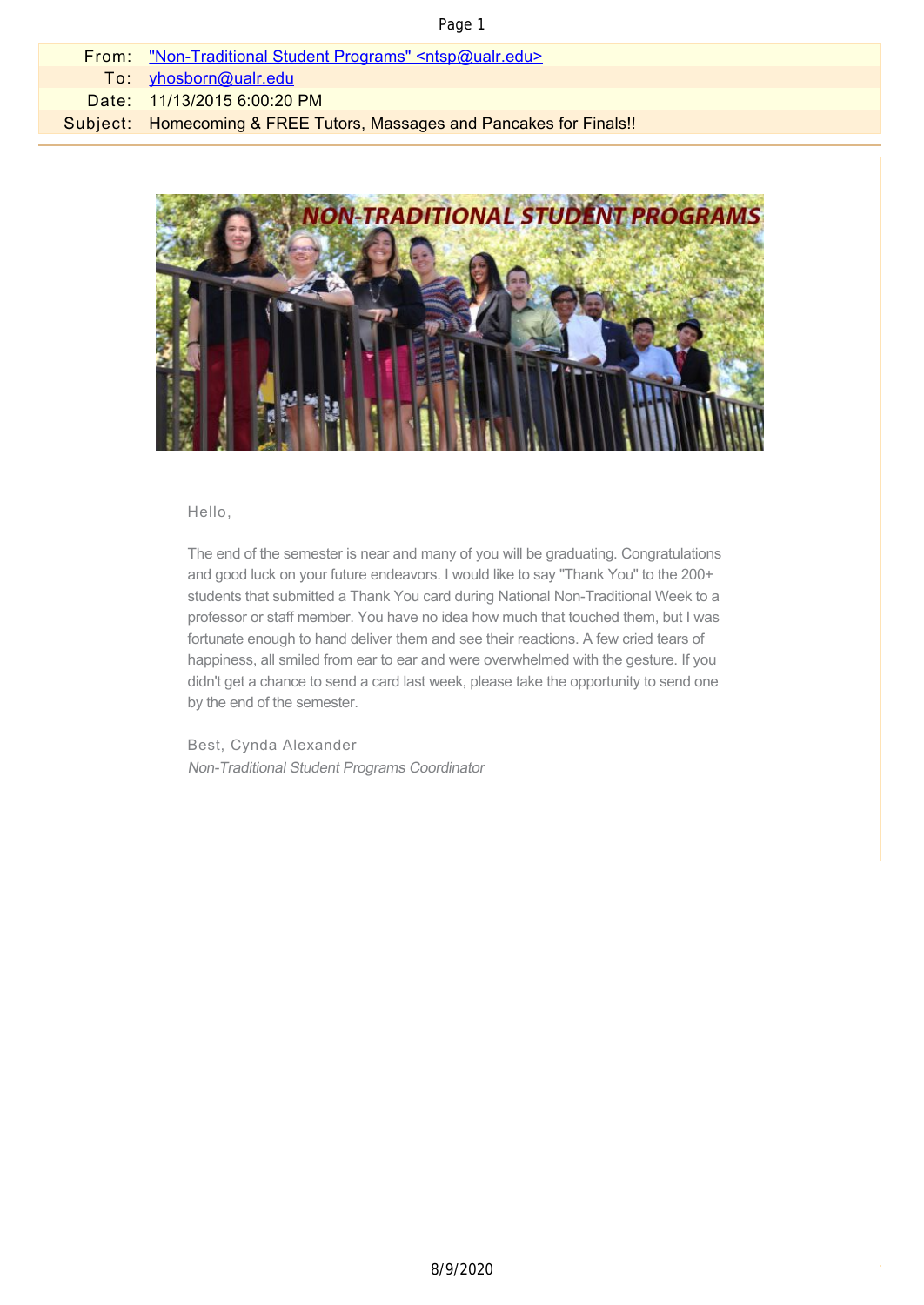| | |
|---|---|
| From: | "Non-Traditional Student Programs" <ntsp@ualr.edu> |
| To: | yhosborn@ualr.edu |
| Date: | 11/13/2015 6:00:20 PM |
| Subject: | Homecoming & FREE Tutors, Massages and Pancakes for Finals!! |

NON-TRADITIONAL STUDENT PROGRAMS

Hello,

The end of the semester is near and many of you will be graduating. Congratulations and good luck on your future endeavors. I would like to say "Thank You" to the 200+ students that submitted a Thank You card during National Non-Traditional Week to a professor or staff member. You have no idea how much that touched them, but I was fortunate enough to hand deliver them and see their reactions. A few cried tears of happiness, all smiled from ear to ear and were overwhelmed with the gesture. If you didn't get a chance to send a card last week, please take the opportunity to send one by the end of the semester.

Best, Cynda Alexander
*Non-Traditional Student Programs Coordinator*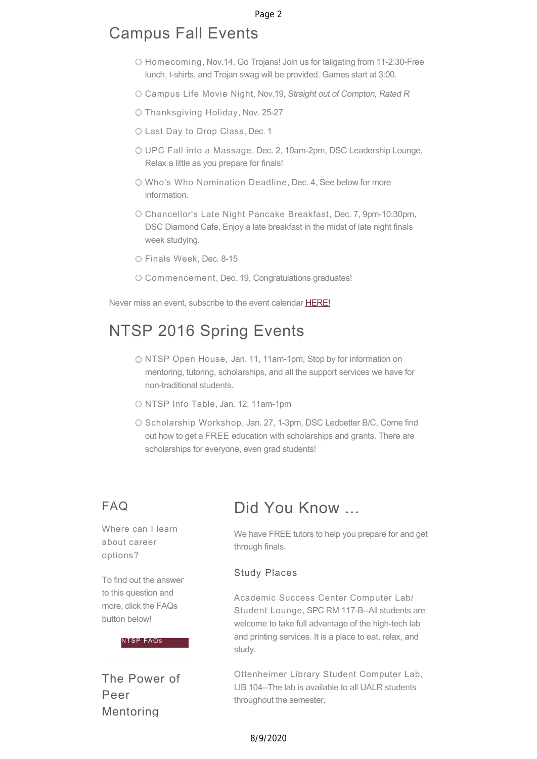## Campus Fall Events

- Homecoming, Nov.14, Go Trojans! Join us for tailgating from 11-2:30-Free lunch, t-shirts, and Trojan swag will be provided. Games start at 3:00.
- Campus Life Movie Night, Nov.19, *Straight out of Compton, Rated R*
- Thanksgiving Holiday, Nov. 25-27
- Last Day to Drop Class, Dec. 1
- UPC Fall into a Massage, Dec. 2, 10am-2pm, DSC Leadership Lounge, Relax a little as you prepare for finals!
- Who's Who Nomination Deadline, Dec. 4, See below for more information.
- Chancellor's Late Night Pancake Breakfast, Dec. 7, 9pm-10:30pm, DSC Diamond Cafe, Enjoy a late breakfast in the midst of late night finals week studying.
- Finals Week, Dec. 8-15
- Commencement, Dec. 19, Congratulations graduates!

Never miss an event, subscribe to the event calendar HERE!

## NTSP 2016 Spring Events

- NTSP Open House, Jan. 11, 11am-1pm, Stop by for information on mentoring, tutoring, scholarships, and all the support services we have for non-traditional students.
- NTSP Info Table, Jan. 12, 11am-1pm
- Scholarship Workshop, Jan. 27, 1-3pm, DSC Ledbetter B/C, Come find out how to get a FREE education with scholarships and grants. There are scholarships for everyone, even grad students!

### FAQ

Where can I learn about career options?

To find out the answer to this question and more, click the FAQs button below!

NTSP FAQs

### The Power of Peer Mentoring

## Did You Know ...

We have FREE tutors to help you prepare for and get through finals.

### Study Places

Academic Success Center Computer Lab/ Student Lounge, SPC RM 117-B--All students are welcome to take full advantage of the high-tech lab and printing services. It is a place to eat, relax, and study.

Ottenheimer Library Student Computer Lab, LIB 104--The lab is available to all UALR students throughout the semester.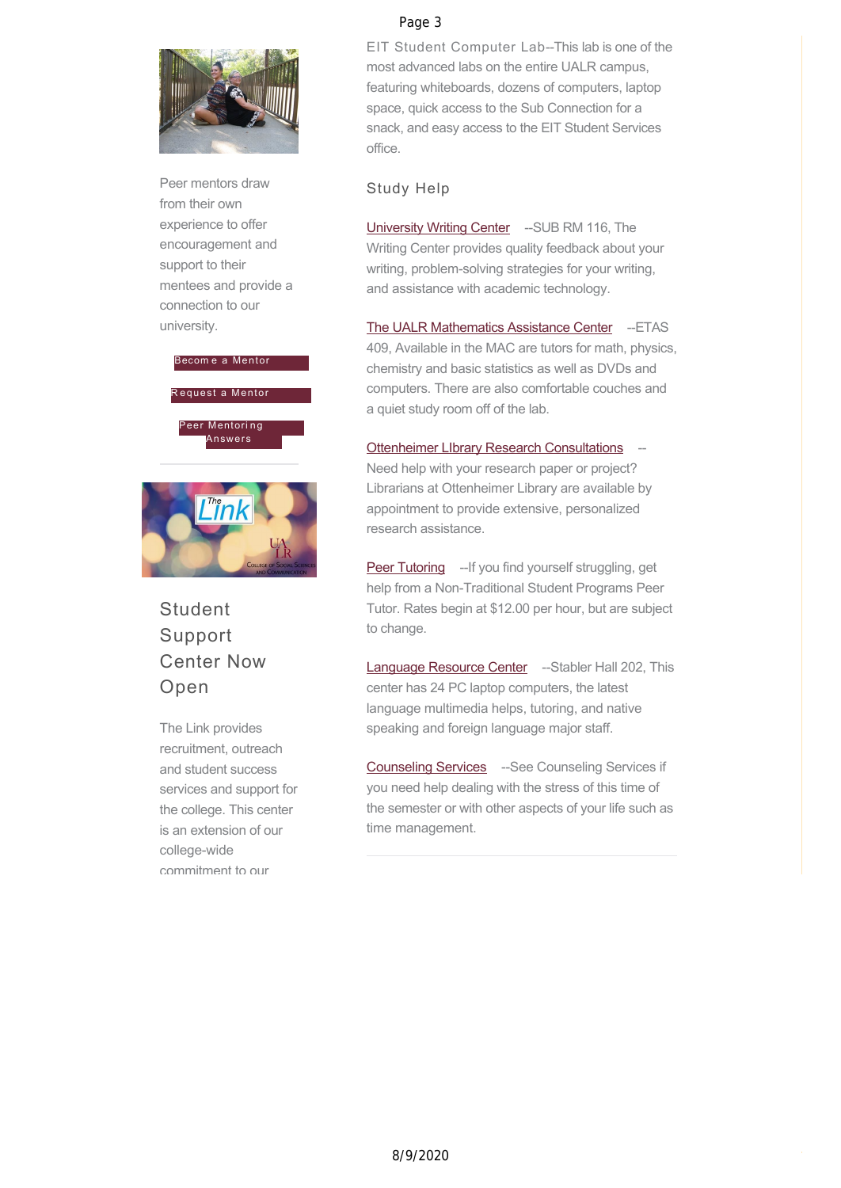Peer mentors draw from their own experience to offer encouragement and support to their mentees and provide a connection to our university.

Become a Mentor

Request a Mentor

Peer Mentoring Answers

## Student Support Center Now Open

The Link provides recruitment, outreach and student success services and support for the college. This center is an extension of our college-wide commitment to our

EIT Student Computer Lab--This lab is one of the most advanced labs on the entire UALR campus, featuring whiteboards, dozens of computers, laptop space, quick access to the Sub Connection for a snack, and easy access to the EIT Student Services office.

## Study Help

University Writing Center --SUB RM 116, The Writing Center provides quality feedback about your writing, problem-solving strategies for your writing, and assistance with academic technology.

The UALR Mathematics Assistance Center --ETAS 409, Available in the MAC are tutors for math, physics, chemistry and basic statistics as well as DVDs and computers. There are also comfortable couches and a quiet study room off of the lab.

Ottenheimer LIbrary Research Consultations -- Need help with your research paper or project? Librarians at Ottenheimer Library are available by appointment to provide extensive, personalized research assistance.

Peer Tutoring --If you find yourself struggling, get help from a Non-Traditional Student Programs Peer Tutor. Rates begin at $12.00 per hour, but are subject to change.

Language Resource Center --Stabler Hall 202, This center has 24 PC laptop computers, the latest language multimedia helps, tutoring, and native speaking and foreign language major staff.

Counseling Services --See Counseling Services if you need help dealing with the stress of this time of the semester or with other aspects of your life such as time management.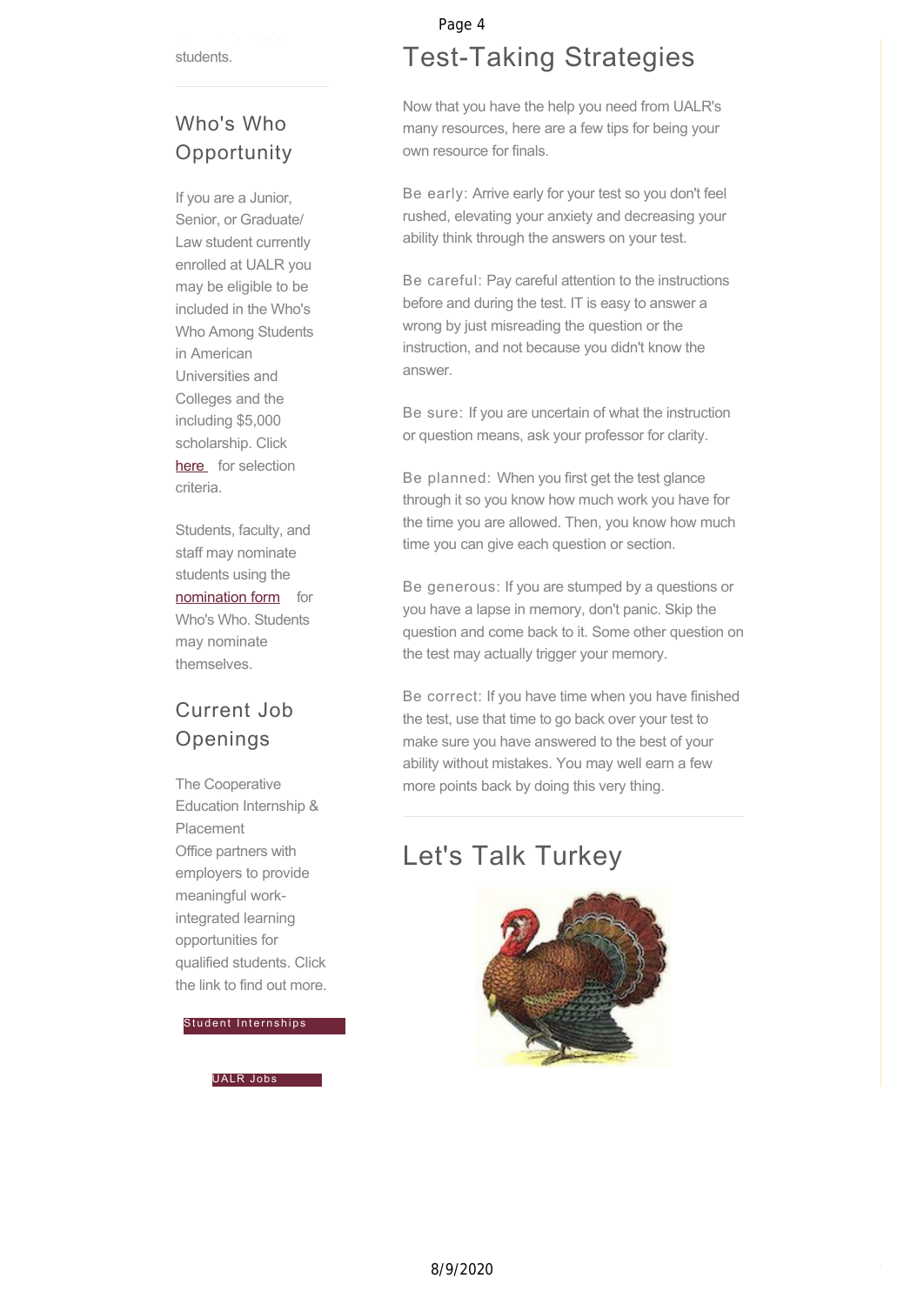students.

## Who's Who Opportunity

If you are a Junior, Senior, or Graduate/ Law student currently enrolled at UALR you may be eligible to be included in the Who's Who Among Students in American Universities and Colleges and the including $5,000 scholarship. Click here for selection criteria.

Students, faculty, and staff may nominate students using the nomination form for Who's Who. Students may nominate themselves.

## Current Job Openings

The Cooperative Education Internship & Placement Office partners with employers to provide meaningful work-integrated learning opportunities for qualified students. Click the link to find out more.

Student Internships

UALR Jobs

# Test-Taking Strategies

Now that you have the help you need from UALR's many resources, here are a few tips for being your own resource for finals.

Be early: Arrive early for your test so you don't feel rushed, elevating your anxiety and decreasing your ability think through the answers on your test.

Be careful: Pay careful attention to the instructions before and during the test. IT is easy to answer a wrong by just misreading the question or the instruction, and not because you didn't know the answer.

Be sure: If you are uncertain of what the instruction or question means, ask your professor for clarity.

Be planned: When you first get the test glance through it so you know how much work you have for the time you are allowed. Then, you know how much time you can give each question or section.

Be generous: If you are stumped by a questions or you have a lapse in memory, don't panic. Skip the question and come back to it. Some other question on the test may actually trigger your memory.

Be correct: If you have time when you have finished the test, use that time to go back over your test to make sure you have answered to the best of your ability without mistakes. You may well earn a few more points back by doing this very thing.

# Let's Talk Turkey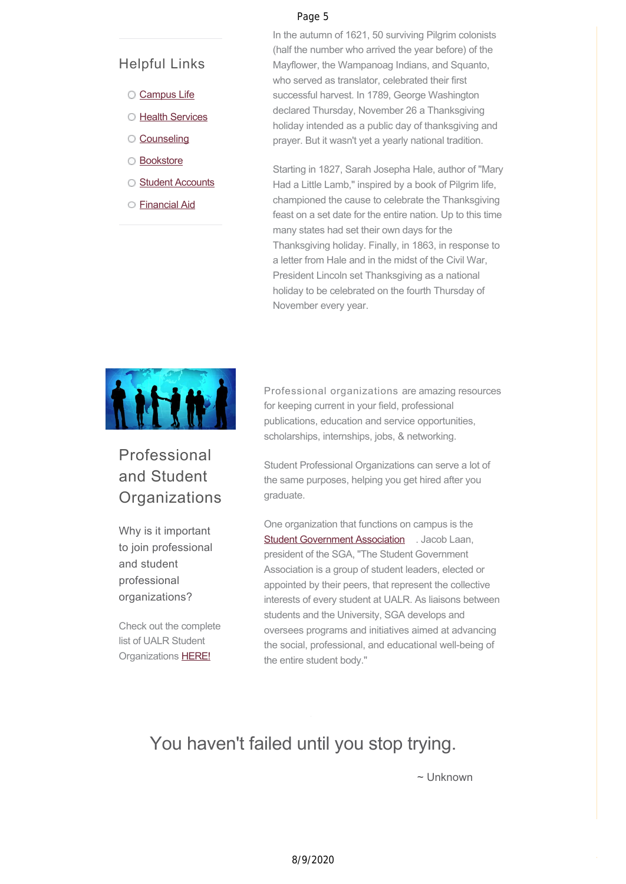In the autumn of 1621, 50 surviving Pilgrim colonists (half the number who arrived the year before) of the Mayflower, the Wampanoag Indians, and Squanto, who served as translator, celebrated their first successful harvest. In 1789, George Washington declared Thursday, November 26 a Thanksgiving holiday intended as a public day of thanksgiving and prayer. But it wasn't yet a yearly national tradition.

Starting in 1827, Sarah Josepha Hale, author of "Mary Had a Little Lamb," inspired by a book of Pilgrim life, championed the cause to celebrate the Thanksgiving feast on a set date for the entire nation. Up to this time many states had set their own days for the Thanksgiving holiday. Finally, in 1863, in response to a letter from Hale and in the midst of the Civil War, President Lincoln set Thanksgiving as a national holiday to be celebrated on the fourth Thursday of November every year.

## Helpful Links

- Campus Life
- Health Services
- Counseling
- Bookstore
- Student Accounts
- Financial Aid

## Professional and Student Organizations

Why is it important to join professional and student professional organizations?

Check out the complete list of UALR Student Organizations HERE!

Professional organizations are amazing resources for keeping current in your field, professional publications, education and service opportunities, scholarships, internships, jobs, & networking.

Student Professional Organizations can serve a lot of the same purposes, helping you get hired after you graduate.

One organization that functions on campus is the Student Government Association . Jacob Laan, president of the SGA, "The Student Government Association is a group of student leaders, elected or appointed by their peers, that represent the collective interests of every student at UALR. As liaisons between students and the University, SGA develops and oversees programs and initiatives aimed at advancing the social, professional, and educational well-being of the entire student body."

## You haven't failed until you stop trying.

~ Unknown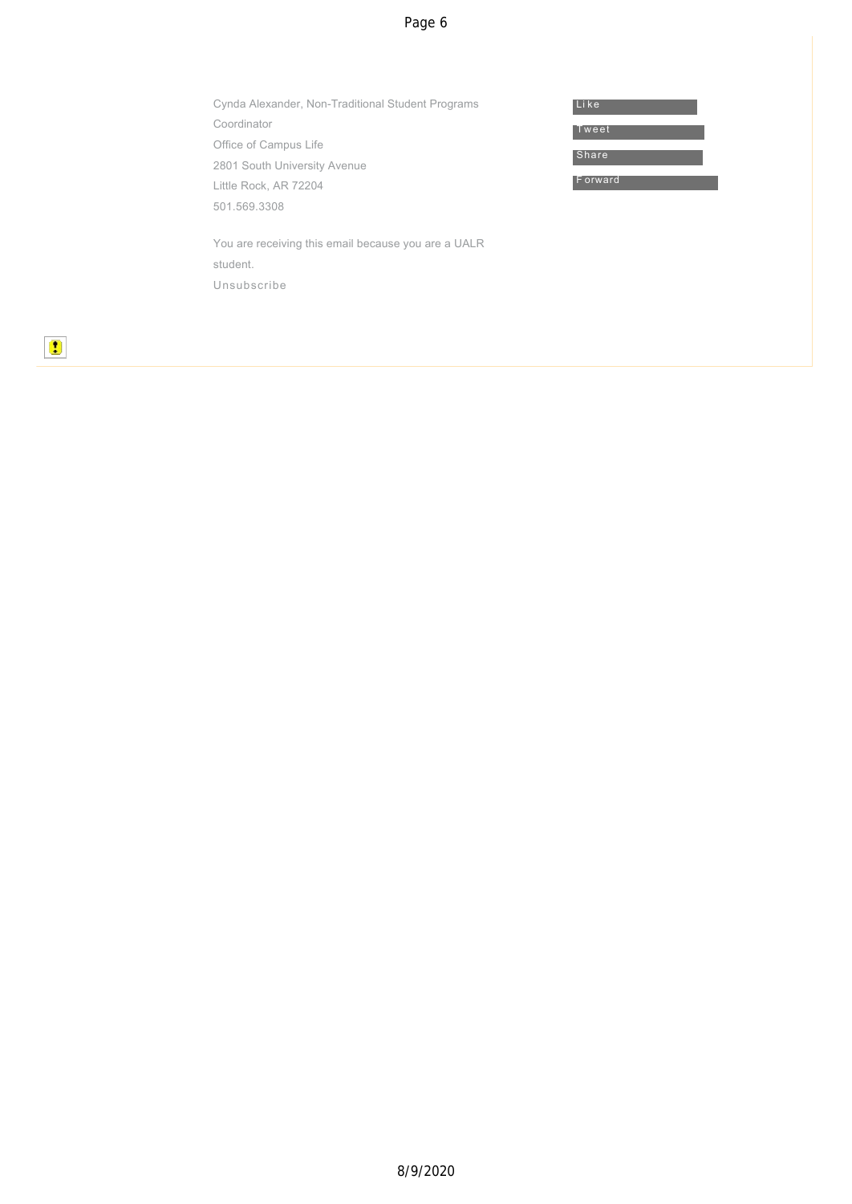Cynda Alexander, Non-Traditional Student Programs Coordinator
Office of Campus Life
2801 South University Avenue
Little Rock, AR 72204
501.569.3308

Like

Tweet

Share

Forward

You are receiving this email because you are a UALR student.

Unsubscribe